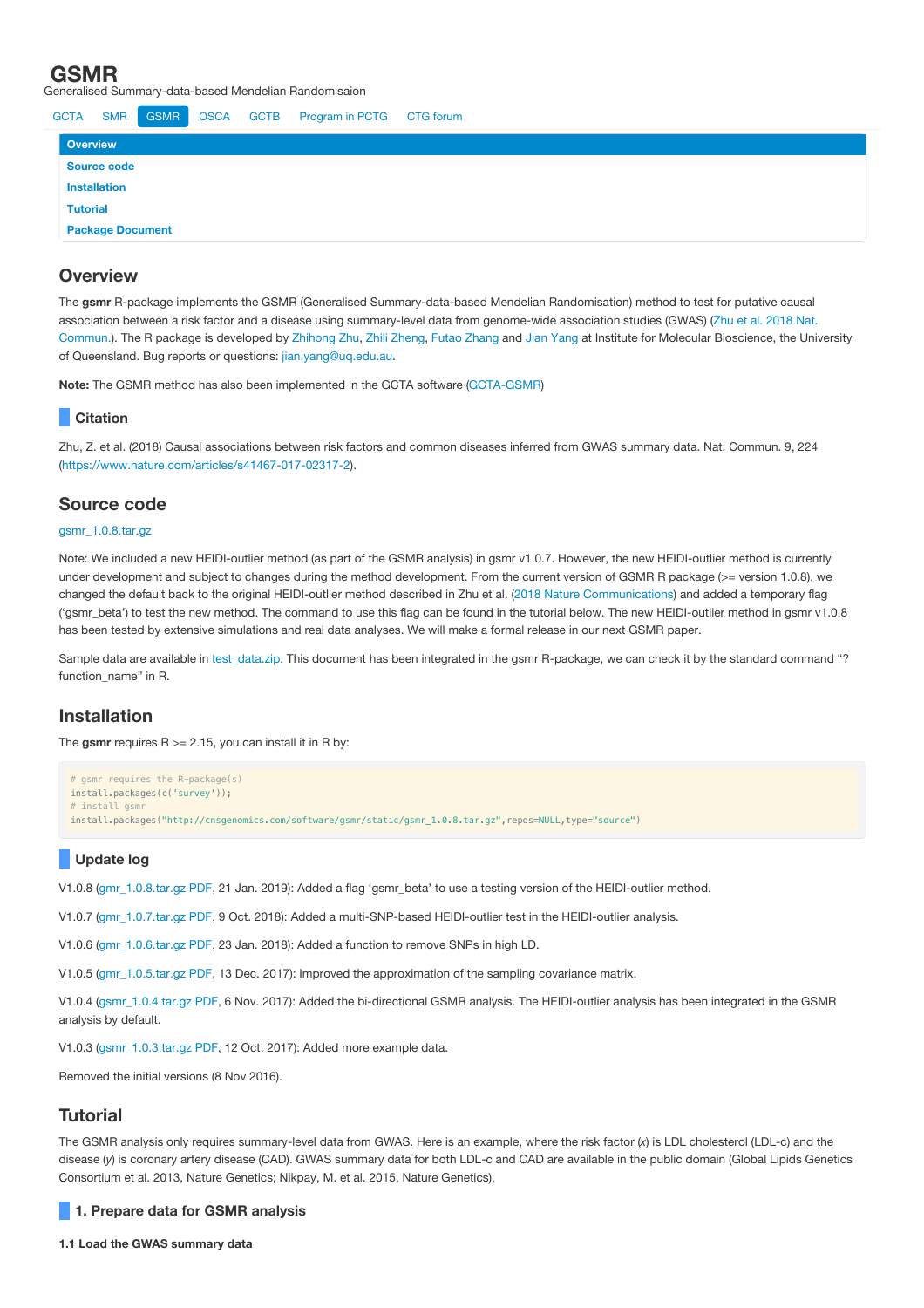# GSMR

Generalised Summary-data-based Mendelian Randomisaion

GCTA SMR GSMR OSCA GCTB Program in PCTG CTG forum

- Overview
- Source code
- Installation
- Tutorial
- Package Document

## Overview

The **gsmr** R-package implements the GSMR (Generalised Summary-data-based Mendelian Randomisation) method to test for putative causal association between a risk factor and a disease using summary-level data from genome-wide association studies (GWAS) (Zhu et al. 2018 Nat. Commun.). The R package is developed by Zhihong Zhu, Zhili Zheng, Futao Zhang and Jian Yang at Institute for Molecular Bioscience, the University of Queensland. Bug reports or questions: jian.yang@uq.edu.au.

**Note:** The GSMR method has also been implemented in the GCTA software (GCTA-GSMR)

### Citation

Zhu, Z. et al. (2018) Causal associations between risk factors and common diseases inferred from GWAS summary data. Nat. Commun. 9, 224 (https://www.nature.com/articles/s41467-017-02317-2).

## Source code

gsmr_1.0.8.tar.gz

Note: We included a new HEIDI-outlier method (as part of the GSMR analysis) in gsmr v1.0.7. However, the new HEIDI-outlier method is currently under development and subject to changes during the method development. From the current version of GSMR R package (>= version 1.0.8), we changed the default back to the original HEIDI-outlier method described in Zhu et al. (2018 Nature Communications) and added a temporary flag ('gsmr_beta') to test the new method. The command to use this flag can be found in the tutorial below. The new HEIDI-outlier method in gsmr v1.0.8 has been tested by extensive simulations and real data analyses. We will make a formal release in our next GSMR paper.

Sample data are available in test_data.zip. This document has been integrated in the gsmr R-package, we can check it by the standard command "?function_name" in R.

## Installation

The **gsmr** requires R >= 2.15, you can install it in R by:

```
# gsmr requires the R-package(s)
install.packages(c('survey'));
# install gsmr
install.packages("http://cnsgenomics.com/software/gsmr/static/gsmr_1.0.8.tar.gz",repos=NULL,type="source")
```

### Update log

V1.0.8 (gmr_1.0.8.tar.gz PDF, 21 Jan. 2019): Added a flag 'gsmr_beta' to use a testing version of the HEIDI-outlier method.

V1.0.7 (gmr_1.0.7.tar.gz PDF, 9 Oct. 2018): Added a multi-SNP-based HEIDI-outlier test in the HEIDI-outlier analysis.

V1.0.6 (gmr_1.0.6.tar.gz PDF, 23 Jan. 2018): Added a function to remove SNPs in high LD.

V1.0.5 (gmr_1.0.5.tar.gz PDF, 13 Dec. 2017): Improved the approximation of the sampling covariance matrix.

V1.0.4 (gsmr_1.0.4.tar.gz PDF, 6 Nov. 2017): Added the bi-directional GSMR analysis. The HEIDI-outlier analysis has been integrated in the GSMR analysis by default.

V1.0.3 (gsmr_1.0.3.tar.gz PDF, 12 Oct. 2017): Added more example data.

Removed the initial versions (8 Nov 2016).

## Tutorial

The GSMR analysis only requires summary-level data from GWAS. Here is an example, where the risk factor (*x*) is LDL cholesterol (LDL-c) and the disease (*y*) is coronary artery disease (CAD). GWAS summary data for both LDL-c and CAD are available in the public domain (Global Lipids Genetics Consortium et al. 2013, Nature Genetics; Nikpay, M. et al. 2015, Nature Genetics).

### 1. Prepare data for GSMR analysis

#### 1.1 Load the GWAS summary data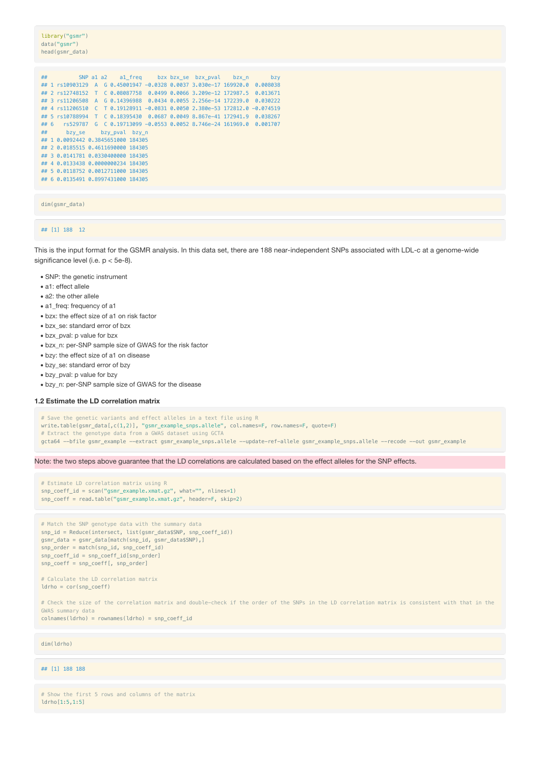```
library("gsmr")
data("gsmr")
head(gsmr_data)
```

```
##          SNP a1 a2    a1_freq     bzx bzx_se  bzx_pval    bzx_n       bzy
## 1 rs10903129  A  G 0.45001947 -0.0328 0.0037 3.030e-17 169920.0  0.008038
## 2 rs12748152  T  C 0.08087758  0.0499 0.0066 3.209e-12 172987.5  0.013671
## 3 rs11206508  A  G 0.14396988  0.0434 0.0055 2.256e-14 172239.0  0.030222
## 4 rs11206510  C  T 0.19128911 -0.0831 0.0050 2.380e-53 172812.0 -0.074519
## 5 rs10788994  T  C 0.18395430  0.0687 0.0049 8.867e-41 172941.9  0.038267
## 6   rs529787  G  C 0.19713099 -0.0553 0.0052 8.746e-24 161969.0  0.001707
##      bzy_se     bzy_pval  bzy_n
## 1 0.0092442 0.3845651000 184305
## 2 0.0185515 0.4611690000 184305
## 3 0.0141781 0.0330400000 184305
## 4 0.0133438 0.0000000234 184305
## 5 0.0118752 0.0012711000 184305
## 6 0.0135491 0.8997431000 184305
```

```
dim(gsmr_data)
```

```
## [1] 188  12
```

This is the input format for the GSMR analysis. In this data set, there are 188 near-independent SNPs associated with LDL-c at a genome-wide significance level (i.e. p < 5e-8).

- SNP: the genetic instrument
- a1: effect allele
- a2: the other allele
- a1_freq: frequency of a1
- bzx: the effect size of a1 on risk factor
- bzx_se: standard error of bzx
- bzx_pval: p value for bzx
- bzx_n: per-SNP sample size of GWAS for the risk factor
- bzy: the effect size of a1 on disease
- bzy_se: standard error of bzy
- bzy_pval: p value for bzy
- bzy_n: per-SNP sample size of GWAS for the disease

### 1.2 Estimate the LD correlation matrix

```
# Save the genetic variants and effect alleles in a text file using R
write.table(gsmr_data[,c(1,2)], "gsmr_example_snps.allele", col.names=F, row.names=F, quote=F)
# Extract the genotype data from a GWAS dataset using GCTA
gcta64 --bfile gsmr_example --extract gsmr_example_snps.allele --update-ref-allele gsmr_example_snps.allele --recode --out gsmr_example
```

Note: the two steps above guarantee that the LD correlations are calculated based on the effect alleles for the SNP effects.

```
# Estimate LD correlation matrix using R
snp_coeff_id = scan("gsmr_example.xmat.gz", what="", nlines=1)
snp_coeff = read.table("gsmr_example.xmat.gz", header=F, skip=2)
```

```
# Match the SNP genotype data with the summary data
snp_id = Reduce(intersect, list(gsmr_data$SNP, snp_coeff_id))
gsmr_data = gsmr_data[match(snp_id, gsmr_data$SNP),]
snp_order = match(snp_id, snp_coeff_id)
snp_coeff_id = snp_coeff_id[snp_order]
snp_coeff = snp_coeff[, snp_order]

# Calculate the LD correlation matrix
ldrho = cor(snp_coeff)

# Check the size of the correlation matrix and double-check if the order of the SNPs in the LD correlation matrix is consistent with that in the GWAS summary data
colnames(ldrho) = rownames(ldrho) = snp_coeff_id
```

```
dim(ldrho)
```

```
## [1] 188 188
```

```
# Show the first 5 rows and columns of the matrix
ldrho[1:5,1:5]
```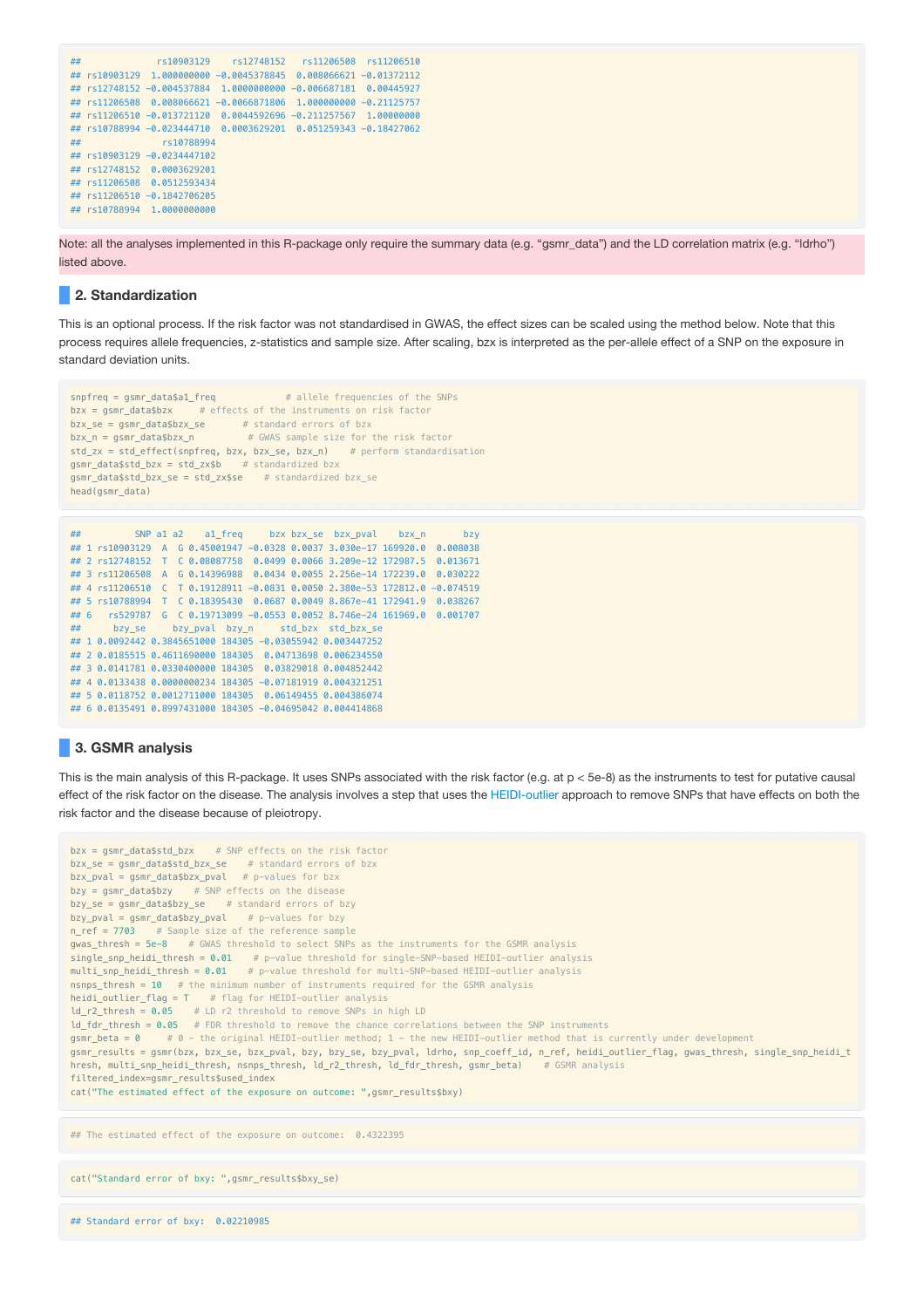```
##              rs10903129    rs12748152   rs11206508  rs11206510
## rs10903129  1.000000000 -0.0045378845  0.008066621 -0.01372112
## rs12748152 -0.004537884  1.0000000000 -0.006687181  0.00445927
## rs11206508  0.008066621 -0.0066871806  1.000000000 -0.21125757
## rs11206510 -0.013721120  0.0044592696 -0.211257567  1.00000000
## rs10788994 -0.023444710  0.0003629201  0.051259343 -0.18427062
##              rs10788994
## rs10903129 -0.0234447102
## rs12748152  0.0003629201
## rs11206508  0.0512593434
## rs11206510 -0.1842706205
## rs10788994  1.0000000000
```

Note: all the analyses implemented in this R-package only require the summary data (e.g. "gsmr_data") and the LD correlation matrix (e.g. "ldrho") listed above.

## 2. Standardization

This is an optional process. If the risk factor was not standardised in GWAS, the effect sizes can be scaled using the method below. Note that this process requires allele frequencies, z-statistics and sample size. After scaling, bzx is interpreted as the per-allele effect of a SNP on the exposure in standard deviation units.

```
snpfreq = gsmr_data$a1_freq             # allele frequencies of the SNPs
bzx = gsmr_data$bzx     # effects of the instruments on risk factor
bzx_se = gsmr_data$bzx_se       # standard errors of bzx
bzx_n = gsmr_data$bzx_n          # GWAS sample size for the risk factor
std_zx = std_effect(snpfreq, bzx, bzx_se, bzx_n)    # perform standardisation
gsmr_data$std_bzx = std_zx$b    # standardized bzx
gsmr_data$std_bzx_se = std_zx$se    # standardized bzx_se
head(gsmr_data)
```

```
##          SNP a1 a2    a1_freq     bzx bzx_se  bzx_pval    bzx_n       bzy
## 1 rs10903129  A  G 0.45001947 -0.0328 0.0037 3.030e-17 169920.0  0.008038
## 2 rs12748152  T  C 0.08087758  0.0499 0.0066 3.209e-12 172987.5  0.013671
## 3 rs11206508  A  G 0.14396988  0.0434 0.0055 2.256e-14 172239.0  0.030222
## 4 rs11206510  C  T 0.19128911 -0.0831 0.0050 2.380e-53 172812.0 -0.074519
## 5 rs10788994  T  C 0.18395430  0.0687 0.0049 8.867e-41 172941.9  0.038267
## 6   rs529787  G  C 0.19713099 -0.0553 0.0052 8.746e-24 161969.0  0.001707
##      bzy_se     bzy_pval  bzy_n     std_bzx  std_bzx_se
## 1 0.0092442 0.3845651000 184305 -0.03055942 0.003447252
## 2 0.0185515 0.4611690000 184305  0.04713698 0.006234550
## 3 0.0141781 0.0330400000 184305  0.03829018 0.004852442
## 4 0.0133438 0.0000000234 184305 -0.07181919 0.004321251
## 5 0.0118752 0.0012711000 184305  0.06149455 0.004386074
## 6 0.0135491 0.8997431000 184305 -0.04695042 0.004414868
```

## 3. GSMR analysis

This is the main analysis of this R-package. It uses SNPs associated with the risk factor (e.g. at p < 5e-8) as the instruments to test for putative causal effect of the risk factor on the disease. The analysis involves a step that uses the HEIDI-outlier approach to remove SNPs that have effects on both the risk factor and the disease because of pleiotropy.

```
bzx = gsmr_data$std_bzx    # SNP effects on the risk factor
bzx_se = gsmr_data$std_bzx_se    # standard errors of bzx
bzx_pval = gsmr_data$bzx_pval   # p-values for bzx
bzy = gsmr_data$bzy    # SNP effects on the disease
bzy_se = gsmr_data$bzy_se    # standard errors of bzy
bzy_pval = gsmr_data$bzy_pval    # p-values for bzy
n_ref = 7703    # Sample size of the reference sample
gwas_thresh = 5e-8    # GWAS threshold to select SNPs as the instruments for the GSMR analysis
single_snp_heidi_thresh = 0.01    # p-value threshold for single-SNP-based HEIDI-outlier analysis
multi_snp_heidi_thresh = 0.01    # p-value threshold for multi-SNP-based HEIDI-outlier analysis
nsnps_thresh = 10   # the minimum number of instruments required for the GSMR analysis
heidi_outlier_flag = T    # flag for HEIDI-outlier analysis
ld_r2_thresh = 0.05    # LD r2 threshold to remove SNPs in high LD
ld_fdr_thresh = 0.05   # FDR threshold to remove the chance correlations between the SNP instruments
gsmr_beta = 0     # 0 - the original HEIDI-outlier method; 1 - the new HEIDI-outlier method that is currently under development
gsmr_results = gsmr(bzx, bzx_se, bzx_pval, bzy, bzy_se, bzy_pval, ldrho, snp_coeff_id, n_ref, heidi_outlier_flag, gwas_thresh, single_snp_heidi_thresh, multi_snp_heidi_thresh, nsnps_thresh, ld_r2_thresh, ld_fdr_thresh, gsmr_beta)    # GSMR analysis
filtered_index=gsmr_results$used_index
cat("The estimated effect of the exposure on outcome: ",gsmr_results$bxy)
```

```
## The estimated effect of the exposure on outcome:  0.4322395
```

```
cat("Standard error of bxy: ",gsmr_results$bxy_se)
```

```
## Standard error of bxy:  0.02210985
```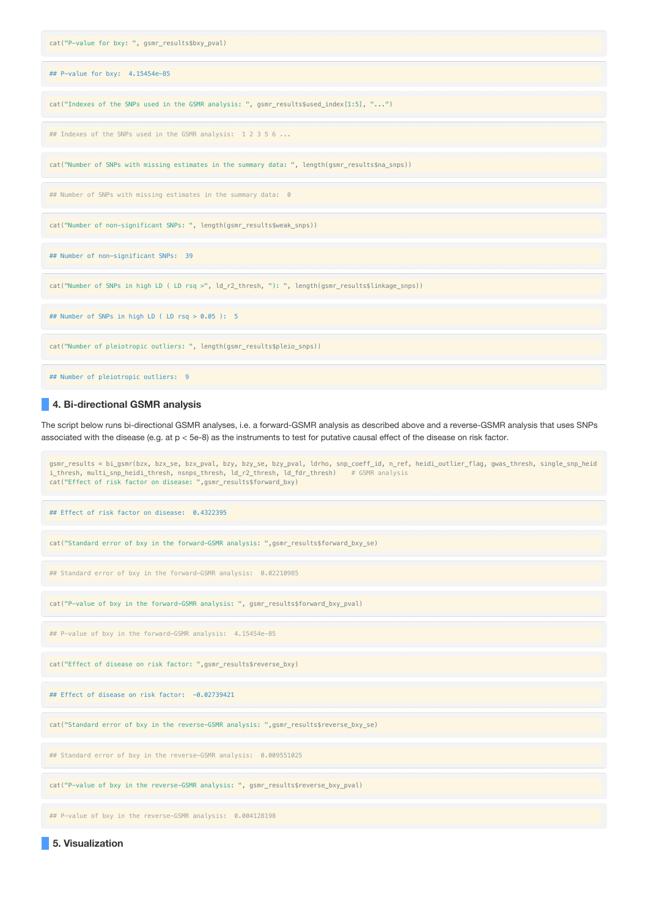```
cat("P-value for bxy: ", gsmr_results$bxy_pval)
```

```
## P-value for bxy:  4.15454e-85
```

```
cat("Indexes of the SNPs used in the GSMR analysis: ", gsmr_results$used_index[1:5], "...")
```

```
## Indexes of the SNPs used in the GSMR analysis:  1 2 3 5 6 ...
```

```
cat("Number of SNPs with missing estimates in the summary data: ", length(gsmr_results$na_snps))
```

```
## Number of SNPs with missing estimates in the summary data:  0
```

```
cat("Number of non-significant SNPs: ", length(gsmr_results$weak_snps))
```

```
## Number of non-significant SNPs:  39
```

```
cat("Number of SNPs in high LD ( LD rsq >", ld_r2_thresh, "): ", length(gsmr_results$linkage_snps))
```

```
## Number of SNPs in high LD ( LD rsq > 0.05 ):  5
```

```
cat("Number of pleiotropic outliers: ", length(gsmr_results$pleio_snps))
```

```
## Number of pleiotropic outliers:  9
```

## 4. Bi-directional GSMR analysis

The script below runs bi-directional GSMR analyses, i.e. a forward-GSMR analysis as described above and a reverse-GSMR analysis that uses SNPs associated with the disease (e.g. at p < 5e-8) as the instruments to test for putative causal effect of the disease on risk factor.

```
gsmr_results = bi_gsmr(bzx, bzx_se, bzx_pval, bzy, bzy_se, bzy_pval, ldrho, snp_coeff_id, n_ref, heidi_outlier_flag, gwas_thresh, single_snp_heidi_thresh, multi_snp_heidi_thresh, nsnps_thresh, ld_r2_thresh, ld_fdr_thresh)    # GSMR analysis
cat("Effect of risk factor on disease: ",gsmr_results$forward_bxy)
```

```
## Effect of risk factor on disease:  0.4322395
```

```
cat("Standard error of bxy in the forward-GSMR analysis: ",gsmr_results$forward_bxy_se)
```

```
## Standard error of bxy in the forward-GSMR analysis:  0.02210985
```

```
cat("P-value of bxy in the forward-GSMR analysis: ", gsmr_results$forward_bxy_pval)
```

```
## P-value of bxy in the forward-GSMR analysis:  4.15454e-85
```

```
cat("Effect of disease on risk factor: ",gsmr_results$reverse_bxy)
```

```
## Effect of disease on risk factor:  -0.02739421
```

```
cat("Standard error of bxy in the reverse-GSMR analysis: ",gsmr_results$reverse_bxy_se)
```

```
## Standard error of bxy in the reverse-GSMR analysis:  0.009551025
```

```
cat("P-value of bxy in the reverse-GSMR analysis: ", gsmr_results$reverse_bxy_pval)
```

```
## P-value of bxy in the reverse-GSMR analysis:  0.004128198
```

## 5. Visualization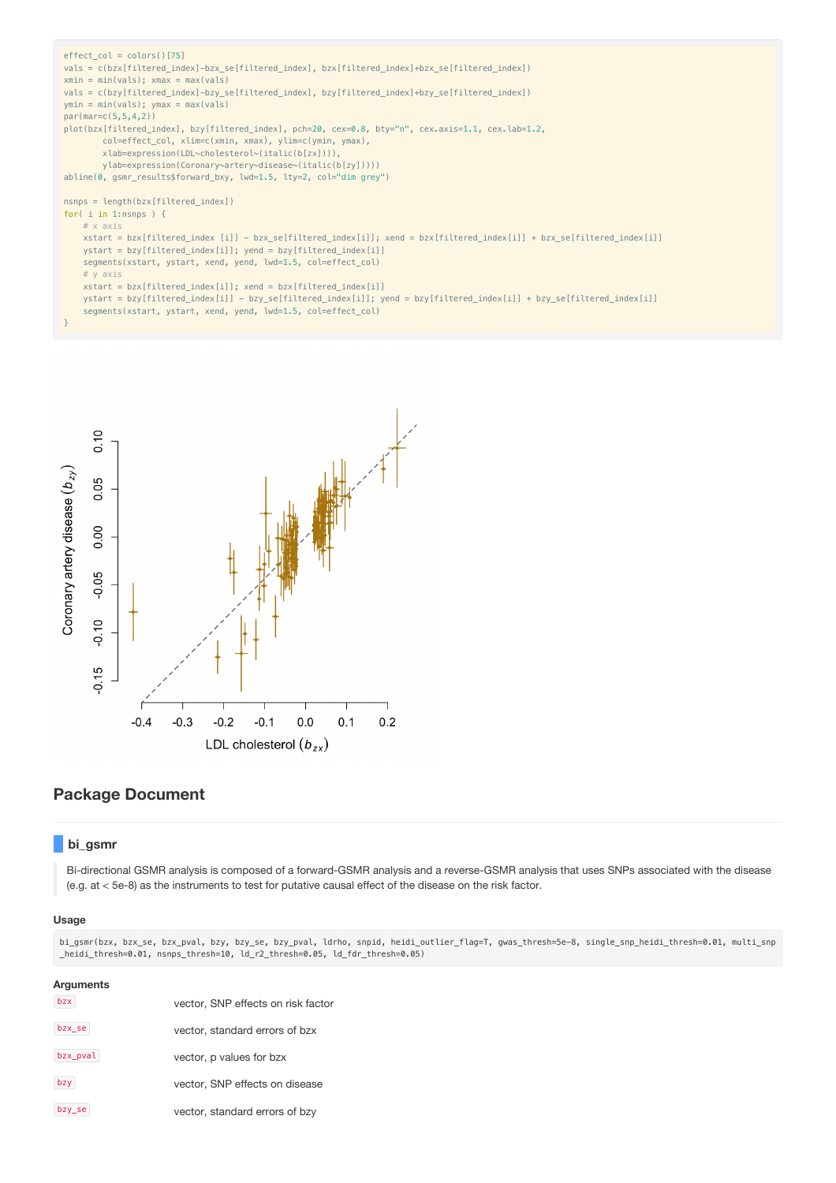```
effect_col = colors()[75]
vals = c(bzx[filtered_index]-bzx_se[filtered_index], bzx[filtered_index]+bzx_se[filtered_index])
xmin = min(vals); xmax = max(vals)
vals = c(bzy[filtered_index]-bzy_se[filtered_index], bzy[filtered_index]+bzy_se[filtered_index])
ymin = min(vals); ymax = max(vals)
par(mar=c(5,5,4,2))
plot(bzx[filtered_index], bzy[filtered_index], pch=20, cex=0.8, bty="n", cex.axis=1.1, cex.lab=1.2,
        col=effect_col, xlim=c(xmin, xmax), ylim=c(ymin, ymax),
        xlab=expression(LDL~cholesterol~(italic(b[zx]))),
        ylab=expression(Coronary~artery~disease~(italic(b[zy]))))
abline(0, gsmr_results$forward_bxy, lwd=1.5, lty=2, col="dim grey")

nsnps = length(bzx[filtered_index])
for( i in 1:nsnps ) {
    # x axis
    xstart = bzx[filtered_index [i]] - bzx_se[filtered_index[i]]; xend = bzx[filtered_index[i]] + bzx_se[filtered_index[i]]
    ystart = bzy[filtered_index[i]]; yend = bzy[filtered_index[i]]
    segments(xstart, ystart, xend, yend, lwd=1.5, col=effect_col)
    # y axis
    xstart = bzx[filtered_index[i]]; xend = bzx[filtered_index[i]]
    ystart = bzy[filtered_index[i]] - bzy_se[filtered_index[i]]; yend = bzy[filtered_index[i]] + bzy_se[filtered_index[i]]
    segments(xstart, ystart, xend, yend, lwd=1.5, col=effect_col)
}
```

## Package Document

### bi_gsmr

> Bi-directional GSMR analysis is composed of a forward-GSMR analysis and a reverse-GSMR analysis that uses SNPs associated with the disease (e.g. at < 5e-8) as the instruments to test for putative causal effect of the disease on the risk factor.

#### Usage

```
bi_gsmr(bzx, bzx_se, bzx_pval, bzy, bzy_se, bzy_pval, ldrho, snpid, heidi_outlier_flag=T, gwas_thresh=5e-8, single_snp_heidi_thresh=0.01, multi_snp_heidi_thresh=0.01, nsnps_thresh=10, ld_r2_thresh=0.05, ld_fdr_thresh=0.05)
```

#### Arguments

| | |
|---|---|
| `bzx` | vector, SNP effects on risk factor |
| `bzx_se` | vector, standard errors of bzx |
| `bzx_pval` | vector, p values for bzx |
| `bzy` | vector, SNP effects on disease |
| `bzy_se` | vector, standard errors of bzy |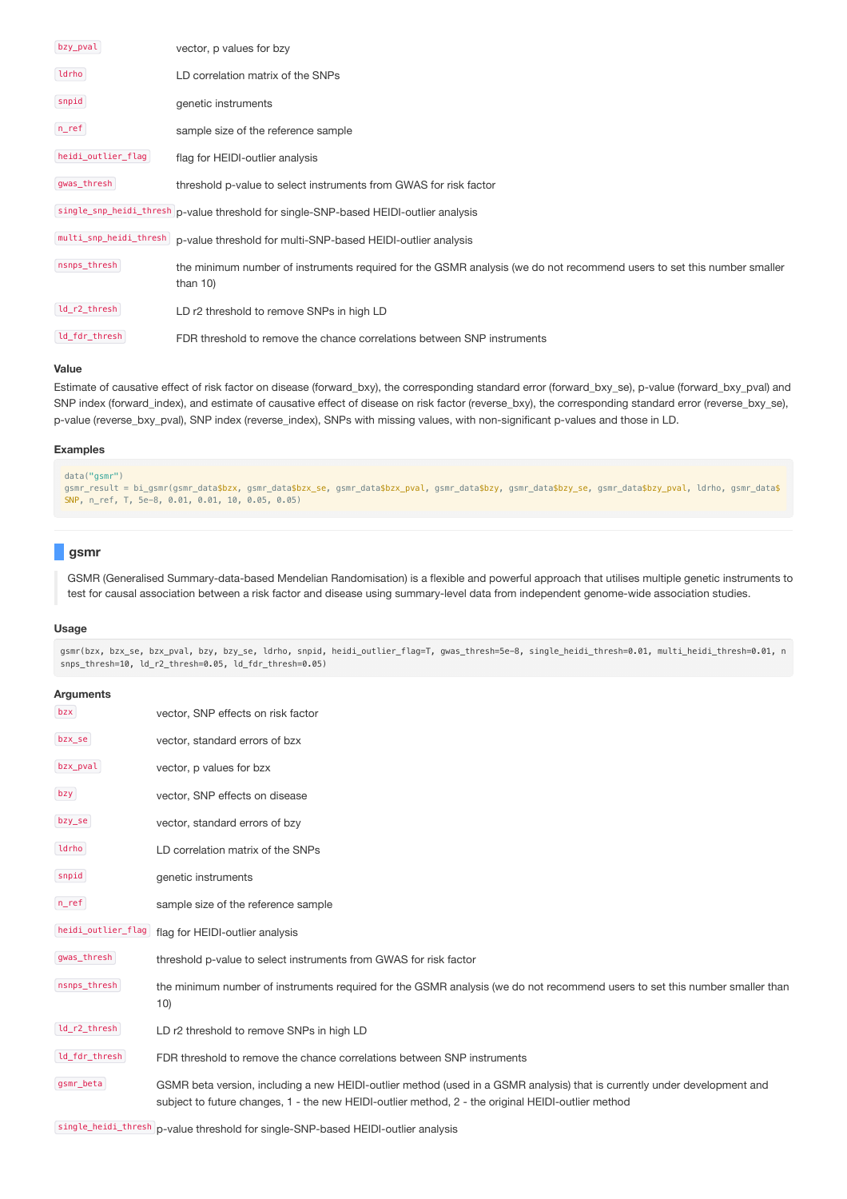| | |
|---|---|
| `bzy_pval` | vector, p values for bzy |
| `ldrho` | LD correlation matrix of the SNPs |
| `snpid` | genetic instruments |
| `n_ref` | sample size of the reference sample |
| `heidi_outlier_flag` | flag for HEIDI-outlier analysis |
| `gwas_thresh` | threshold p-value to select instruments from GWAS for risk factor |
| `single_snp_heidi_thresh` | p-value threshold for single-SNP-based HEIDI-outlier analysis |
| `multi_snp_heidi_thresh` | p-value threshold for multi-SNP-based HEIDI-outlier analysis |
| `nsnps_thresh` | the minimum number of instruments required for the GSMR analysis (we do not recommend users to set this number smaller than 10) |
| `ld_r2_thresh` | LD r2 threshold to remove SNPs in high LD |
| `ld_fdr_thresh` | FDR threshold to remove the chance correlations between SNP instruments |

### Value

Estimate of causative effect of risk factor on disease (forward_bxy), the corresponding standard error (forward_bxy_se), p-value (forward_bxy_pval) and SNP index (forward_index), and estimate of causative effect of disease on risk factor (reverse_bxy), the corresponding standard error (reverse_bxy_se), p-value (reverse_bxy_pval), SNP index (reverse_index), SNPs with missing values, with non-significant p-values and those in LD.

### Examples

```
data("gsmr")
gsmr_result = bi_gsmr(gsmr_data$bzx, gsmr_data$bzx_se, gsmr_data$bzx_pval, gsmr_data$bzy, gsmr_data$bzy_se, gsmr_data$bzy_pval, ldrho, gsmr_data$SNP, n_ref, T, 5e-8, 0.01, 0.01, 10, 0.05, 0.05)
```

## gsmr

> GSMR (Generalised Summary-data-based Mendelian Randomisation) is a flexible and powerful approach that utilises multiple genetic instruments to test for causal association between a risk factor and disease using summary-level data from independent genome-wide association studies.

### Usage

```
gsmr(bzx, bzx_se, bzx_pval, bzy, bzy_se, ldrho, snpid, heidi_outlier_flag=T, gwas_thresh=5e-8, single_heidi_thresh=0.01, multi_heidi_thresh=0.01, nsnps_thresh=10, ld_r2_thresh=0.05, ld_fdr_thresh=0.05)
```

### Arguments

| | |
|---|---|
| `bzx` | vector, SNP effects on risk factor |
| `bzx_se` | vector, standard errors of bzx |
| `bzx_pval` | vector, p values for bzx |
| `bzy` | vector, SNP effects on disease |
| `bzy_se` | vector, standard errors of bzy |
| `ldrho` | LD correlation matrix of the SNPs |
| `snpid` | genetic instruments |
| `n_ref` | sample size of the reference sample |
| `heidi_outlier_flag` | flag for HEIDI-outlier analysis |
| `gwas_thresh` | threshold p-value to select instruments from GWAS for risk factor |
| `nsnps_thresh` | the minimum number of instruments required for the GSMR analysis (we do not recommend users to set this number smaller than 10) |
| `ld_r2_thresh` | LD r2 threshold to remove SNPs in high LD |
| `ld_fdr_thresh` | FDR threshold to remove the chance correlations between SNP instruments |
| `gsmr_beta` | GSMR beta version, including a new HEIDI-outlier method (used in a GSMR analysis) that is currently under development and subject to future changes, 1 - the new HEIDI-outlier method, 2 - the original HEIDI-outlier method |
| `single_heidi_thresh` | p-value threshold for single-SNP-based HEIDI-outlier analysis |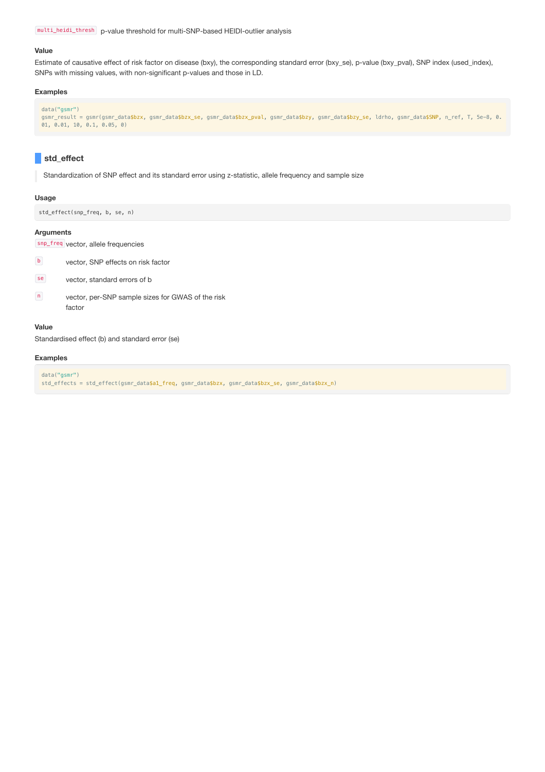`multi_heidi_thresh` p-value threshold for multi-SNP-based HEIDI-outlier analysis

### Value

Estimate of causative effect of risk factor on disease (bxy), the corresponding standard error (bxy_se), p-value (bxy_pval), SNP index (used_index), SNPs with missing values, with non-significant p-values and those in LD.

### Examples

```
data("gsmr")
gsmr_result = gsmr(gsmr_data$bzx, gsmr_data$bzx_se, gsmr_data$bzx_pval, gsmr_data$bzy, gsmr_data$bzy_se, ldrho, gsmr_data$SNP, n_ref, T, 5e-8, 0.
01, 0.01, 10, 0.1, 0.05, 0)
```

## std_effect

> Standardization of SNP effect and its standard error using z-statistic, allele frequency and sample size

### Usage

```
std_effect(snp_freq, b, se, n)
```

### Arguments

`snp_freq` vector, allele frequencies

`b` vector, SNP effects on risk factor

`se` vector, standard errors of b

`n` vector, per-SNP sample sizes for GWAS of the risk factor

### Value

Standardised effect (b) and standard error (se)

### Examples

```
data("gsmr")
std_effects = std_effect(gsmr_data$a1_freq, gsmr_data$bzx, gsmr_data$bzx_se, gsmr_data$bzx_n)
```